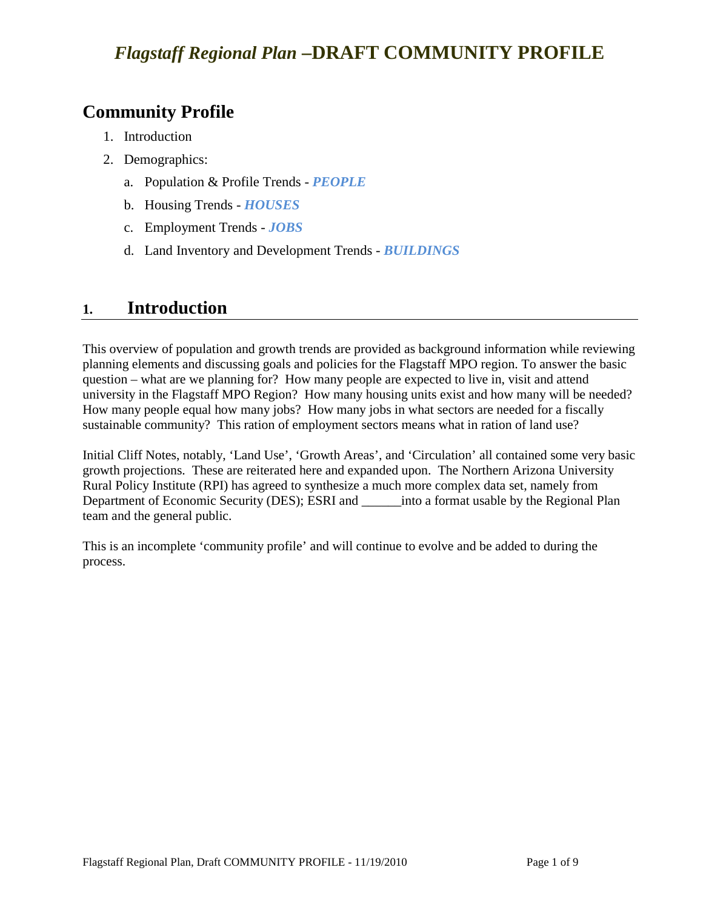# *Flagstaff Regional Plan* –DRAFT COMMUNITY PROFILE

## Community Profile

1. Introduction
2. Demographics:
   a. Population & Profile Trends - ***PEOPLE***
   b. Housing Trends - ***HOUSES***
   c. Employment Trends - ***JOBS***
   d. Land Inventory and Development Trends - ***BUILDINGS***

## 1. Introduction

This overview of population and growth trends are provided as background information while reviewing planning elements and discussing goals and policies for the Flagstaff MPO region. To answer the basic question – what are we planning for? How many people are expected to live in, visit and attend university in the Flagstaff MPO Region? How many housing units exist and how many will be needed? How many people equal how many jobs? How many jobs in what sectors are needed for a fiscally sustainable community? This ration of employment sectors means what in ration of land use?

Initial Cliff Notes, notably, 'Land Use', 'Growth Areas', and 'Circulation' all contained some very basic growth projections. These are reiterated here and expanded upon. The Northern Arizona University Rural Policy Institute (RPI) has agreed to synthesize a much more complex data set, namely from Department of Economic Security (DES); ESRI and ______into a format usable by the Regional Plan team and the general public.

This is an incomplete 'community profile' and will continue to evolve and be added to during the process.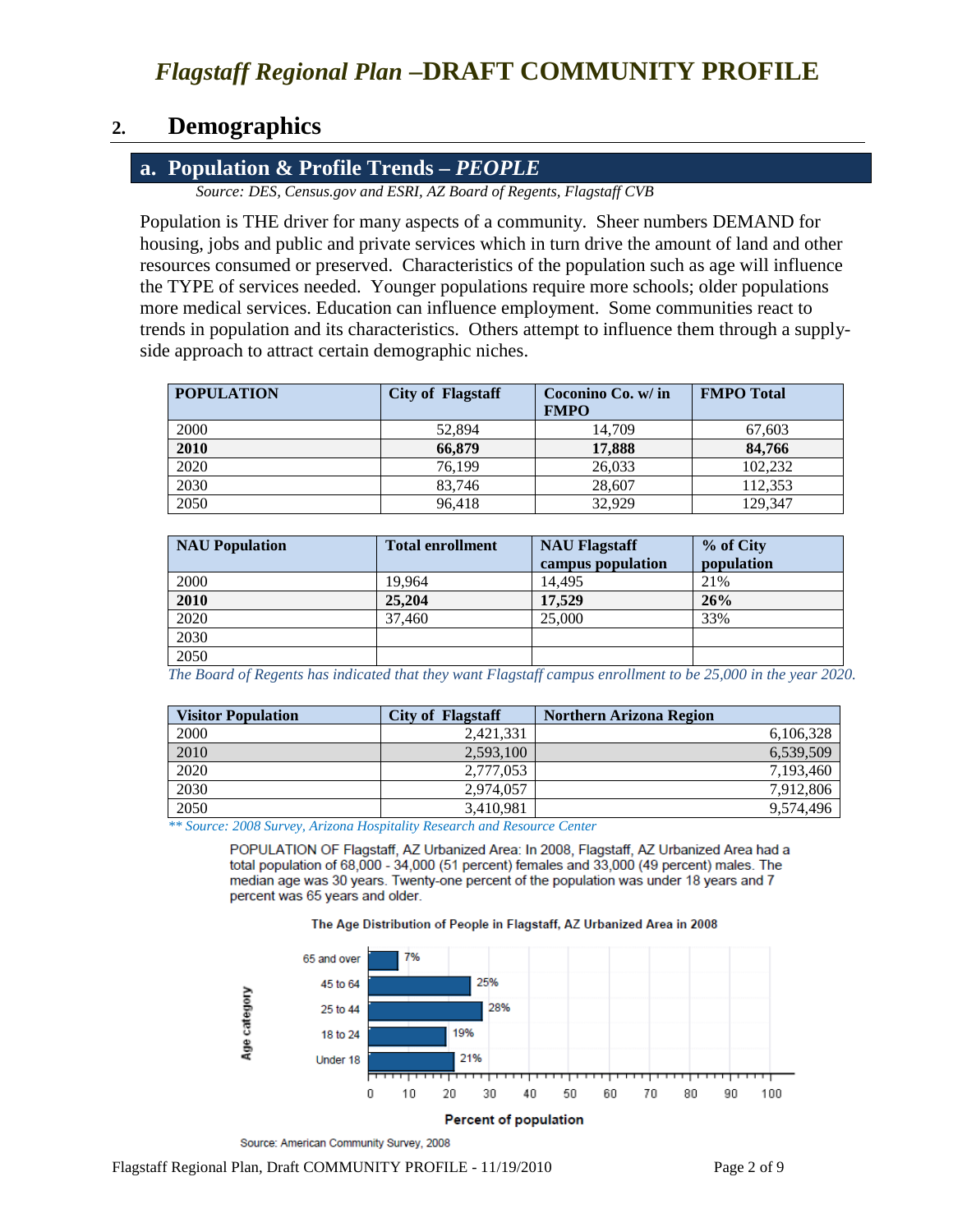## 2. Demographics

### a. Population & Profile Trends – *PEOPLE*

*Source: DES, Census.gov and ESRI, AZ Board of Regents, Flagstaff CVB*

Population is THE driver for many aspects of a community. Sheer numbers DEMAND for housing, jobs and public and private services which in turn drive the amount of land and other resources consumed or preserved. Characteristics of the population such as age will influence the TYPE of services needed. Younger populations require more schools; older populations more medical services. Education can influence employment. Some communities react to trends in population and its characteristics. Others attempt to influence them through a supply-side approach to attract certain demographic niches.

| POPULATION | City of Flagstaff | Coconino Co. w/ in FMPO | FMPO Total |
|---|---|---|---|
| 2000 | 52,894 | 14,709 | 67,603 |
| **2010** | **66,879** | **17,888** | **84,766** |
| 2020 | 76,199 | 26,033 | 102,232 |
| 2030 | 83,746 | 28,607 | 112,353 |
| 2050 | 96,418 | 32,929 | 129,347 |

| NAU Population | Total enrollment | NAU Flagstaff campus population | % of City population |
|---|---|---|---|
| 2000 | 19,964 | 14,495 | 21% |
| **2010** | **25,204** | **17,529** | **26%** |
| 2020 | 37,460 | 25,000 | 33% |
| 2030 | | | |
| 2050 | | | |

*The Board of Regents has indicated that they want Flagstaff campus enrollment to be 25,000 in the year 2020.*

| Visitor Population | City of Flagstaff | Northern Arizona Region |
|---|---|---|
| 2000 | 2,421,331 | 6,106,328 |
| 2010 | 2,593,100 | 6,539,509 |
| 2020 | 2,777,053 | 7,193,460 |
| 2030 | 2,974,057 | 7,912,806 |
| 2050 | 3,410,981 | 9,574,496 |

*\*\* Source: 2008 Survey, Arizona Hospitality Research and Resource Center*

POPULATION OF Flagstaff, AZ Urbanized Area: In 2008, Flagstaff, AZ Urbanized Area had a total population of 68,000 - 34,000 (51 percent) females and 33,000 (49 percent) males. The median age was 30 years. Twenty-one percent of the population was under 18 years and 7 percent was 65 years and older.

**The Age Distribution of People in Flagstaff, AZ Urbanized Area in 2008**

| Age category | Percent of population |
|---|---|
| 65 and over | 7% |
| 45 to 64 | 25% |
| 25 to 44 | 28% |
| 18 to 24 | 19% |
| Under 18 | 21% |

Source: American Community Survey, 2008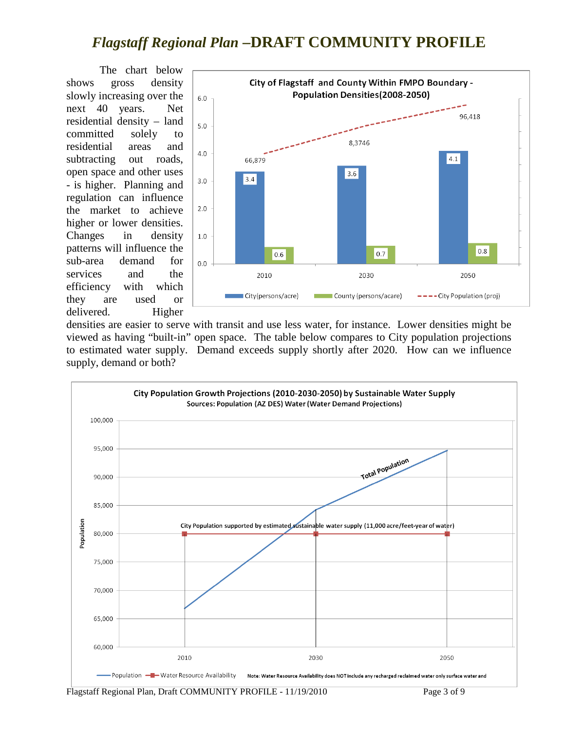# *Flagstaff Regional Plan* –DRAFT COMMUNITY PROFILE

The chart below shows gross density slowly increasing over the next 40 years. Net residential density – land committed solely to residential areas and subtracting out roads, open space and other uses - is higher. Planning and regulation can influence the market to achieve higher or lower densities. Changes in density patterns will influence the sub-area demand for services and the efficiency with which they are used or delivered. Higher densities are easier to serve with transit and use less water, for instance. Lower densities might be viewed as having "built-in" open space. The table below compares to City population projections to estimated water supply. Demand exceeds supply shortly after 2020. How can we influence supply, demand or both?

**City of Flagstaff and County Within FMPO Boundary - Population Densities(2008-2050)**

| Year | City (persons/acre) | County (persons/acare) | City Population (proj) |
|---|---|---|---|
| 2010 | 3.4 | 0.6 | 66,879 |
| 2030 | 3.6 | 0.7 | 8,3746 |
| 2050 | 4.1 | 0.8 | 96,418 |

**City Population Growth Projections (2010-2030-2050) by Sustainable Water Supply**
Sources: Population (AZ DES) Water (Water Demand Projections)

City Population supported by estimated sustainable water supply (11,000 acre/feet-year of water)

Legend: Population; Water Resource Availability; Total Population

Note: Water Resource Availability does NOT include any recharged reclaimed water only surface water and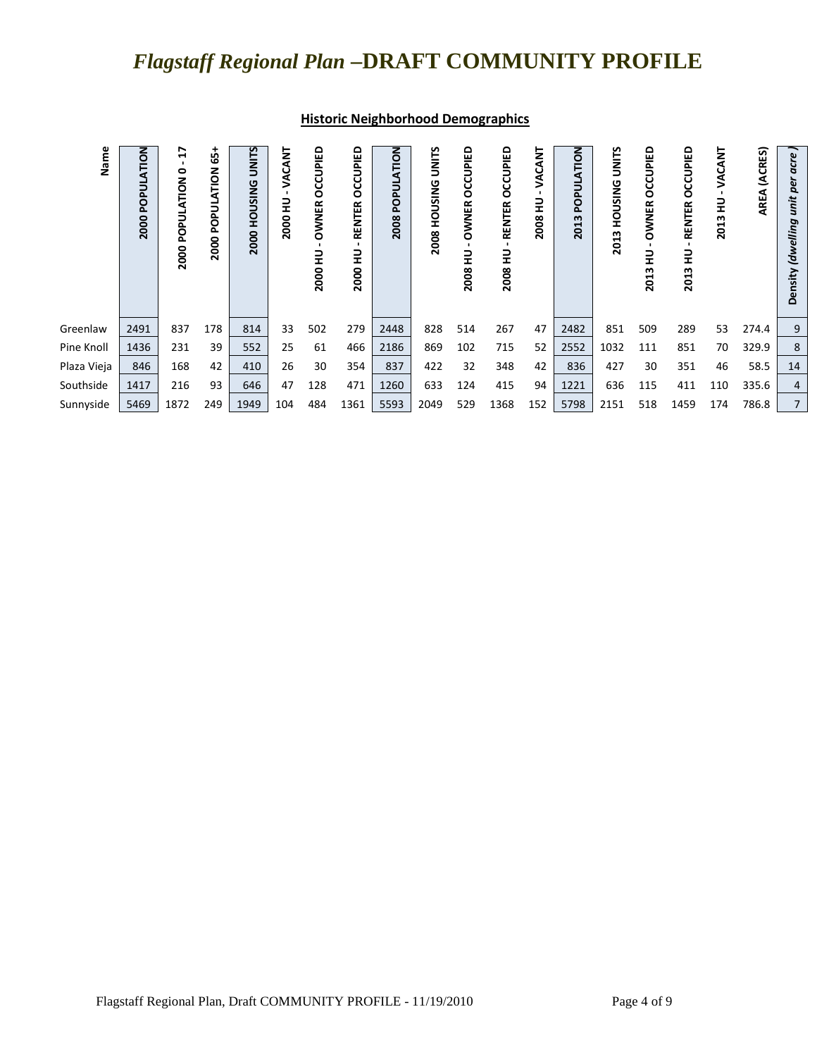# *Flagstaff Regional Plan* –DRAFT COMMUNITY PROFILE

## Historic Neighborhood Demographics

| Name | 2000 POPULATION | 2000 POPULATION 0 - 17 | 2000 POPULATION 65+ | 2000 HOUSING UNITS | 2000 HU - VACANT | 2000 HU - OWNER OCCUPIED | 2000 HU - RENTER OCCUPIED | 2008 POPULATION | 2008 HOUSING UNITS | 2008 HU - OWNER OCCUPIED | 2008 HU - RENTER OCCUPIED | 2008 HU - VACANT | 2013 POPULATION | 2013 HOUSING UNITS | 2013 HU - OWNER OCCUPIED | 2013 HU - RENTER OCCUPIED | 2013 HU - VACANT | AREA (ACRES) | Density *(dwelling unit per acre)* |
|---|---|---|---|---|---|---|---|---|---|---|---|---|---|---|---|---|---|---|---|
| Greenlaw | 2491 | 837 | 178 | 814 | 33 | 502 | 279 | 2448 | 828 | 514 | 267 | 47 | 2482 | 851 | 509 | 289 | 53 | 274.4 | 9 |
| Pine Knoll | 1436 | 231 | 39 | 552 | 25 | 61 | 466 | 2186 | 869 | 102 | 715 | 52 | 2552 | 1032 | 111 | 851 | 70 | 329.9 | 8 |
| Plaza Vieja | 846 | 168 | 42 | 410 | 26 | 30 | 354 | 837 | 422 | 32 | 348 | 42 | 836 | 427 | 30 | 351 | 46 | 58.5 | 14 |
| Southside | 1417 | 216 | 93 | 646 | 47 | 128 | 471 | 1260 | 633 | 124 | 415 | 94 | 1221 | 636 | 115 | 411 | 110 | 335.6 | 4 |
| Sunnyside | 5469 | 1872 | 249 | 1949 | 104 | 484 | 1361 | 5593 | 2049 | 529 | 1368 | 152 | 5798 | 2151 | 518 | 1459 | 174 | 786.8 | 7 |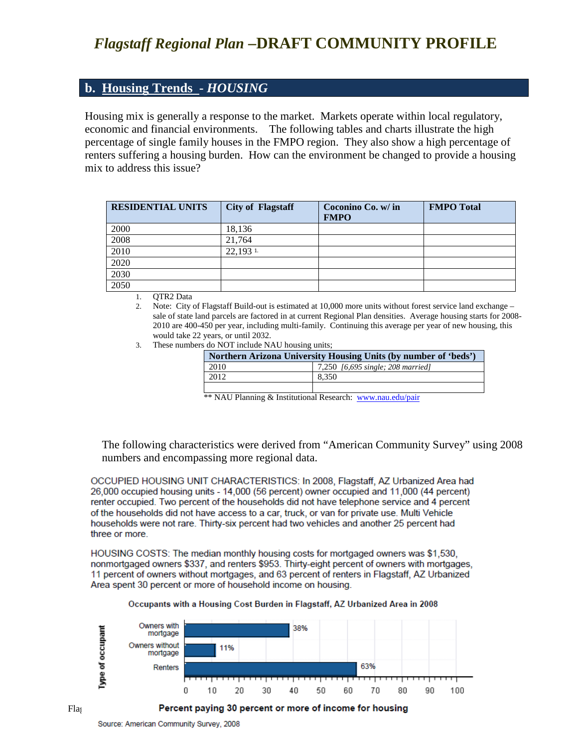# *Flagstaff Regional Plan* –DRAFT COMMUNITY PROFILE

## b. Housing Trends - *HOUSING*

Housing mix is generally a response to the market. Markets operate within local regulatory, economic and financial environments. The following tables and charts illustrate the high percentage of single family houses in the FMPO region. They also show a high percentage of renters suffering a housing burden. How can the environment be changed to provide a housing mix to address this issue?

| RESIDENTIAL UNITS | City of Flagstaff | Coconino Co. w/ in FMPO | FMPO Total |
|---|---|---|---|
| 2000 | 18,136 | | |
| 2008 | 21,764 | | |
| 2010 | 22,193 [1.] | | |
| 2020 | | | |
| 2030 | | | |
| 2050 | | | |

1. QTR2 Data
2. Note: City of Flagstaff Build-out is estimated at 10,000 more units without forest service land exchange – sale of state land parcels are factored in at current Regional Plan densities. Average housing starts for 2008-2010 are 400-450 per year, including multi-family. Continuing this average per year of new housing, this would take 22 years, or until 2032.
3. These numbers do NOT include NAU housing units;

| Northern Arizona University Housing Units (by number of 'beds') | |
|---|---|
| 2010 | 7,250 *[6,695 single; 208 married]* |
| 2012 | 8,350 |
| | |

** NAU Planning & Institutional Research: www.nau.edu/pair

The following characteristics were derived from "American Community Survey" using 2008 numbers and encompassing more regional data.

OCCUPIED HOUSING UNIT CHARACTERISTICS: In 2008, Flagstaff, AZ Urbanized Area had 26,000 occupied housing units - 14,000 (56 percent) owner occupied and 11,000 (44 percent) renter occupied. Two percent of the households did not have telephone service and 4 percent of the households did not have access to a car, truck, or van for private use. Multi Vehicle households were not rare. Thirty-six percent had two vehicles and another 25 percent had three or more.

HOUSING COSTS: The median monthly housing costs for mortgaged owners was $1,530, nonmortgaged owners $337, and renters $953. Thirty-eight percent of owners with mortgages, 11 percent of owners without mortgages, and 63 percent of renters in Flagstaff, AZ Urbanized Area spent 30 percent or more of household income on housing.

**Occupants with a Housing Cost Burden in Flagstaff, AZ Urbanized Area in 2008**

| Type of occupant | Percent paying 30 percent or more of income for housing |
|---|---|
| Owners with mortgage | 38% |
| Owners without mortgage | 11% |
| Renters | 63% |

Source: American Community Survey, 2008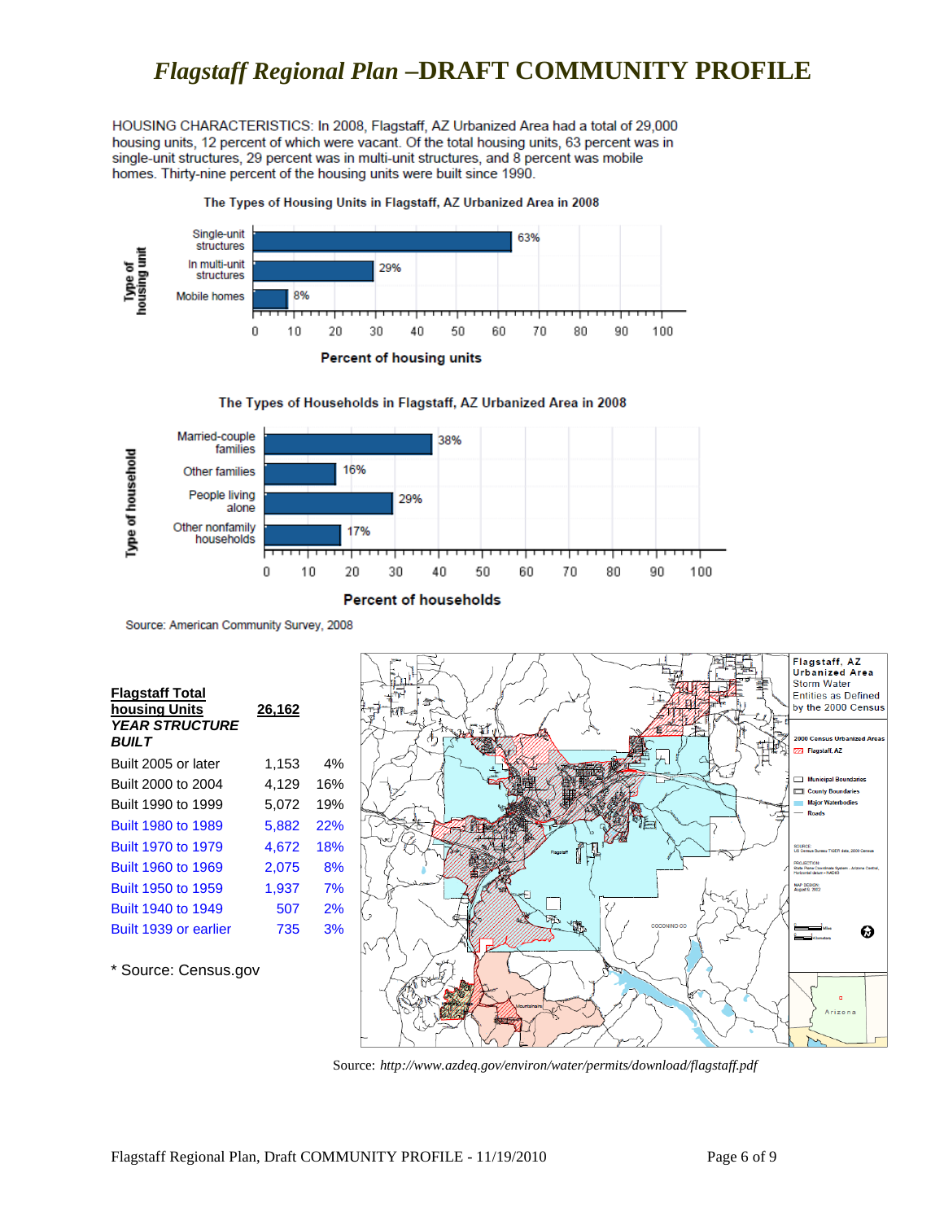# *Flagstaff Regional Plan* –DRAFT COMMUNITY PROFILE

HOUSING CHARACTERISTICS: In 2008, Flagstaff, AZ Urbanized Area had a total of 29,000 housing units, 12 percent of which were vacant. Of the total housing units, 63 percent was in single-unit structures, 29 percent was in multi-unit structures, and 8 percent was mobile homes. Thirty-nine percent of the housing units were built since 1990.

**The Types of Housing Units in Flagstaff, AZ Urbanized Area in 2008**

| Type of housing unit | Percent of housing units |
|---|---|
| Single-unit structures | 63% |
| In multi-unit structures | 29% |
| Mobile homes | 8% |

**The Types of Households in Flagstaff, AZ Urbanized Area in 2008**

| Type of household | Percent of households |
|---|---|
| Married-couple families | 38% |
| Other families | 16% |
| People living alone | 29% |
| Other nonfamily households | 17% |

Source: American Community Survey, 2008

| **Flagstaff Total housing Units** | **26,162** | |
|---|---|---|
| ***YEAR STRUCTURE BUILT*** | | |
| Built 2005 or later | 1,153 | 4% |
| Built 2000 to 2004 | 4,129 | 16% |
| Built 1990 to 1999 | 5,072 | 19% |
| Built 1980 to 1989 | 5,882 | 22% |
| Built 1970 to 1979 | 4,672 | 18% |
| Built 1960 to 1969 | 2,075 | 8% |
| Built 1950 to 1959 | 1,937 | 7% |
| Built 1940 to 1949 | 507 | 2% |
| Built 1939 or earlier | 735 | 3% |

\* Source: Census.gov

Flagstaff, AZ Urbanized Area Storm Water Entities as Defined by the 2000 Census

Source: *http://www.azdeq.gov/environ/water/permits/download/flagstaff.pdf*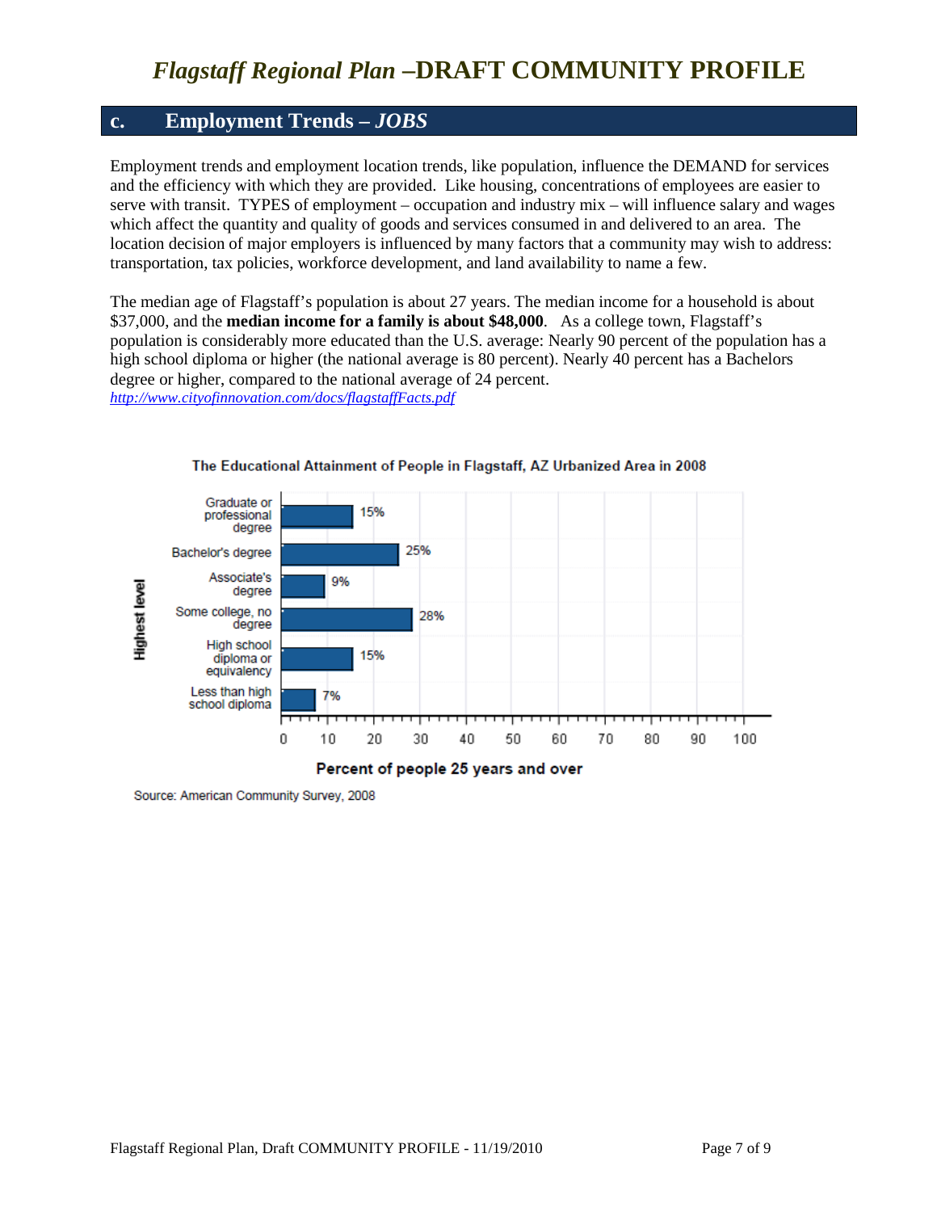# *Flagstaff Regional Plan* –DRAFT COMMUNITY PROFILE

## c. Employment Trends – *JOBS*

Employment trends and employment location trends, like population, influence the DEMAND for services and the efficiency with which they are provided. Like housing, concentrations of employees are easier to serve with transit. TYPES of employment – occupation and industry mix – will influence salary and wages which affect the quantity and quality of goods and services consumed in and delivered to an area. The location decision of major employers is influenced by many factors that a community may wish to address: transportation, tax policies, workforce development, and land availability to name a few.

The median age of Flagstaff's population is about 27 years. The median income for a household is about $37,000, and the **median income for a family is about $48,000**. As a college town, Flagstaff's population is considerably more educated than the U.S. average: Nearly 90 percent of the population has a high school diploma or higher (the national average is 80 percent). Nearly 40 percent has a Bachelors degree or higher, compared to the national average of 24 percent.
*http://www.cityofinnovation.com/docs/flagstaffFacts.pdf*

**The Educational Attainment of People in Flagstaff, AZ Urbanized Area in 2008**

| Highest level | Percent of people 25 years and over |
|---|---|
| Graduate or professional degree | 15% |
| Bachelor's degree | 25% |
| Associate's degree | 9% |
| Some college, no degree | 28% |
| High school diploma or equivalency | 15% |
| Less than high school diploma | 7% |

Source: American Community Survey, 2008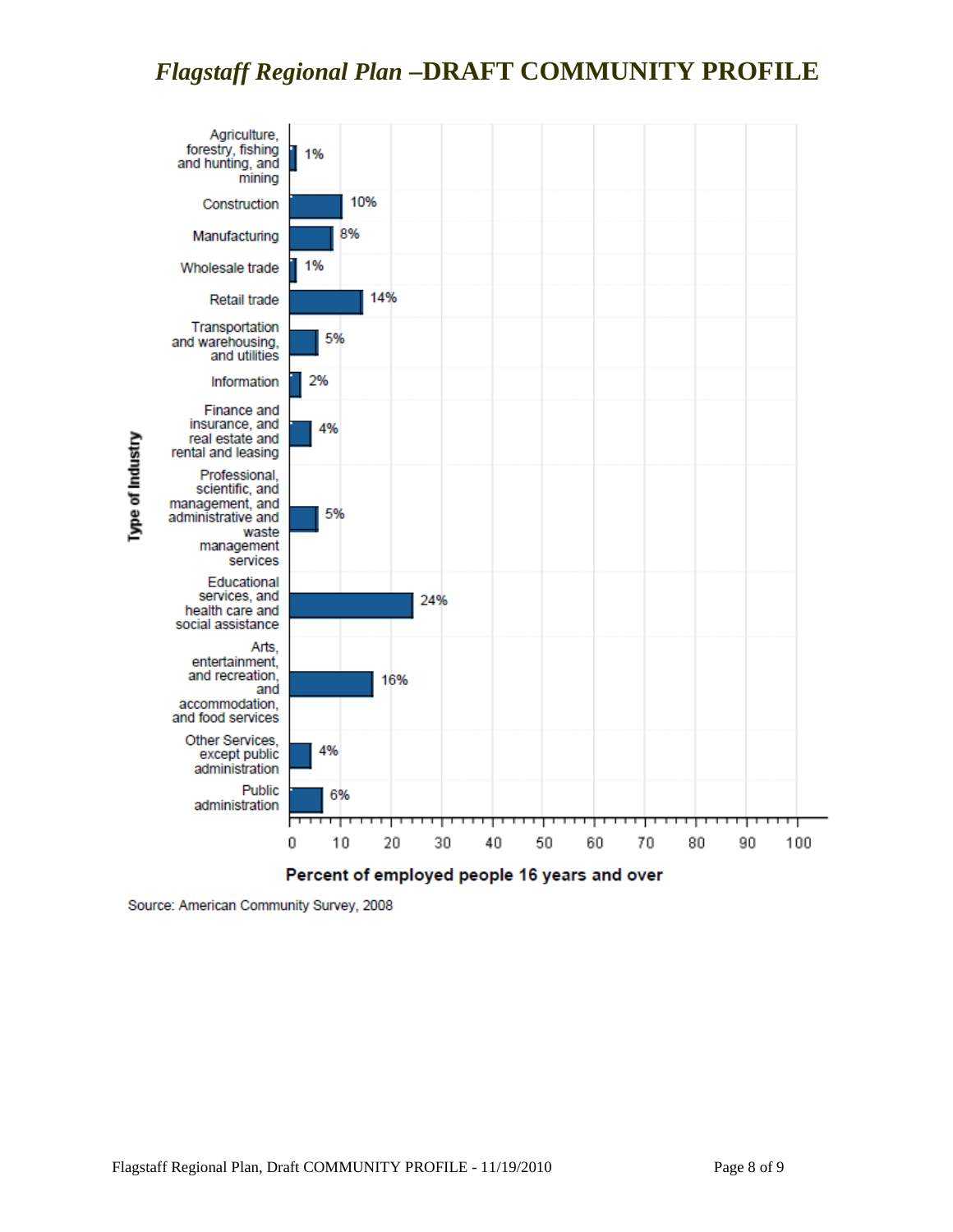| Type of Industry | Percent of employed people 16 years and over |
| --- | --- |
| Agriculture, forestry, fishing and hunting, and mining | 1% |
| Construction | 10% |
| Manufacturing | 8% |
| Wholesale trade | 1% |
| Retail trade | 14% |
| Transportation and warehousing, and utilities | 5% |
| Information | 2% |
| Finance and insurance, and real estate and rental and leasing | 4% |
| Professional, scientific, and management, and administrative and waste management services | 5% |
| Educational services, and health care and social assistance | 24% |
| Arts, entertainment, and recreation, and accommodation, and food services | 16% |
| Other Services, except public administration | 4% |
| Public administration | 6% |

Source: American Community Survey, 2008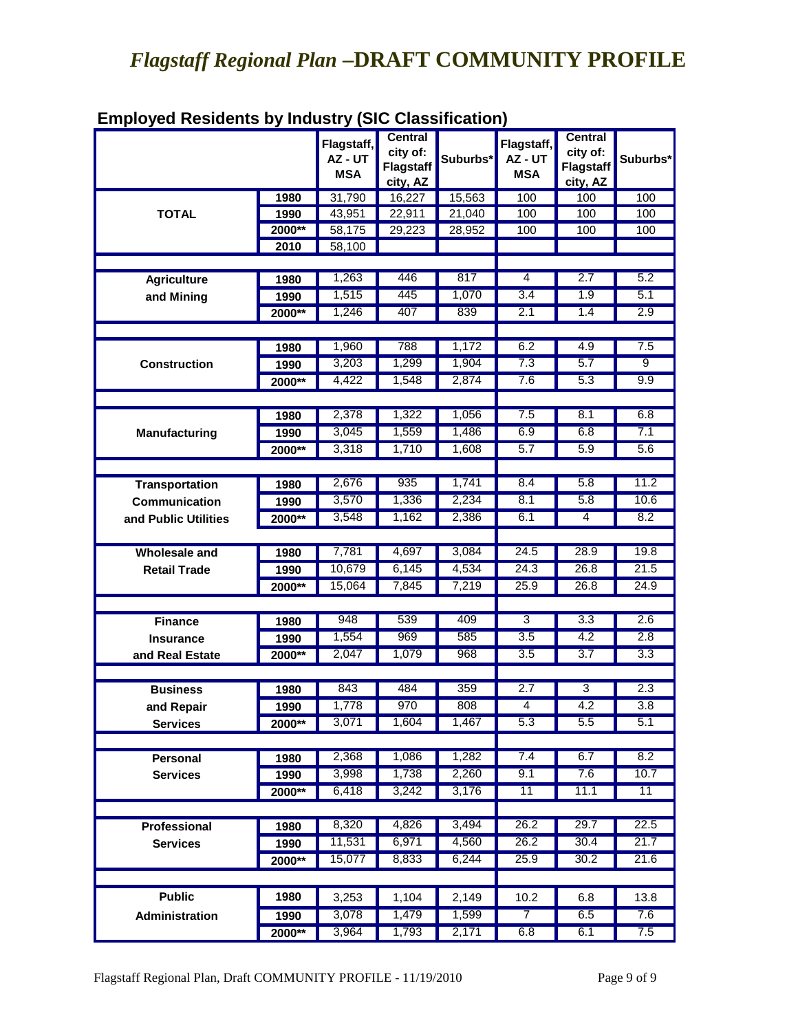## Employed Residents by Industry (SIC Classification)

| | | Flagstaff, AZ - UT MSA | Central city of: Flagstaff city, AZ | Suburbs* | Flagstaff, AZ - UT MSA | Central city of: Flagstaff city, AZ | Suburbs* |
|---|---|---|---|---|---|---|---|
| **TOTAL** | **1980** | 31,790 | 16,227 | 15,563 | 100 | 100 | 100 |
| | **1990** | 43,951 | 22,911 | 21,040 | 100 | 100 | 100 |
| | **2000\*\*** | 58,175 | 29,223 | 28,952 | 100 | 100 | 100 |
| | **2010** | 58,100 | | | | | |
| **Agriculture and Mining** | **1980** | 1,263 | 446 | 817 | 4 | 2.7 | 5.2 |
| | **1990** | 1,515 | 445 | 1,070 | 3.4 | 1.9 | 5.1 |
| | **2000\*\*** | 1,246 | 407 | 839 | 2.1 | 1.4 | 2.9 |
| **Construction** | **1980** | 1,960 | 788 | 1,172 | 6.2 | 4.9 | 7.5 |
| | **1990** | 3,203 | 1,299 | 1,904 | 7.3 | 5.7 | 9 |
| | **2000\*\*** | 4,422 | 1,548 | 2,874 | 7.6 | 5.3 | 9.9 |
| **Manufacturing** | **1980** | 2,378 | 1,322 | 1,056 | 7.5 | 8.1 | 6.8 |
| | **1990** | 3,045 | 1,559 | 1,486 | 6.9 | 6.8 | 7.1 |
| | **2000\*\*** | 3,318 | 1,710 | 1,608 | 5.7 | 5.9 | 5.6 |
| **Transportation Communication and Public Utilities** | **1980** | 2,676 | 935 | 1,741 | 8.4 | 5.8 | 11.2 |
| | **1990** | 3,570 | 1,336 | 2,234 | 8.1 | 5.8 | 10.6 |
| | **2000\*\*** | 3,548 | 1,162 | 2,386 | 6.1 | 4 | 8.2 |
| **Wholesale and Retail Trade** | **1980** | 7,781 | 4,697 | 3,084 | 24.5 | 28.9 | 19.8 |
| | **1990** | 10,679 | 6,145 | 4,534 | 24.3 | 26.8 | 21.5 |
| | **2000\*\*** | 15,064 | 7,845 | 7,219 | 25.9 | 26.8 | 24.9 |
| **Finance Insurance and Real Estate** | **1980** | 948 | 539 | 409 | 3 | 3.3 | 2.6 |
| | **1990** | 1,554 | 969 | 585 | 3.5 | 4.2 | 2.8 |
| | **2000\*\*** | 2,047 | 1,079 | 968 | 3.5 | 3.7 | 3.3 |
| **Business and Repair Services** | **1980** | 843 | 484 | 359 | 2.7 | 3 | 2.3 |
| | **1990** | 1,778 | 970 | 808 | 4 | 4.2 | 3.8 |
| | **2000\*\*** | 3,071 | 1,604 | 1,467 | 5.3 | 5.5 | 5.1 |
| **Personal Services** | **1980** | 2,368 | 1,086 | 1,282 | 7.4 | 6.7 | 8.2 |
| | **1990** | 3,998 | 1,738 | 2,260 | 9.1 | 7.6 | 10.7 |
| | **2000\*\*** | 6,418 | 3,242 | 3,176 | 11 | 11.1 | 11 |
| **Professional Services** | **1980** | 8,320 | 4,826 | 3,494 | 26.2 | 29.7 | 22.5 |
| | **1990** | 11,531 | 6,971 | 4,560 | 26.2 | 30.4 | 21.7 |
| | **2000\*\*** | 15,077 | 8,833 | 6,244 | 25.9 | 30.2 | 21.6 |
| **Public Administration** | **1980** | 3,253 | 1,104 | 2,149 | 10.2 | 6.8 | 13.8 |
| | **1990** | 3,078 | 1,479 | 1,599 | 7 | 6.5 | 7.6 |
| | **2000\*\*** | 3,964 | 1,793 | 2,171 | 6.8 | 6.1 | 7.5 |